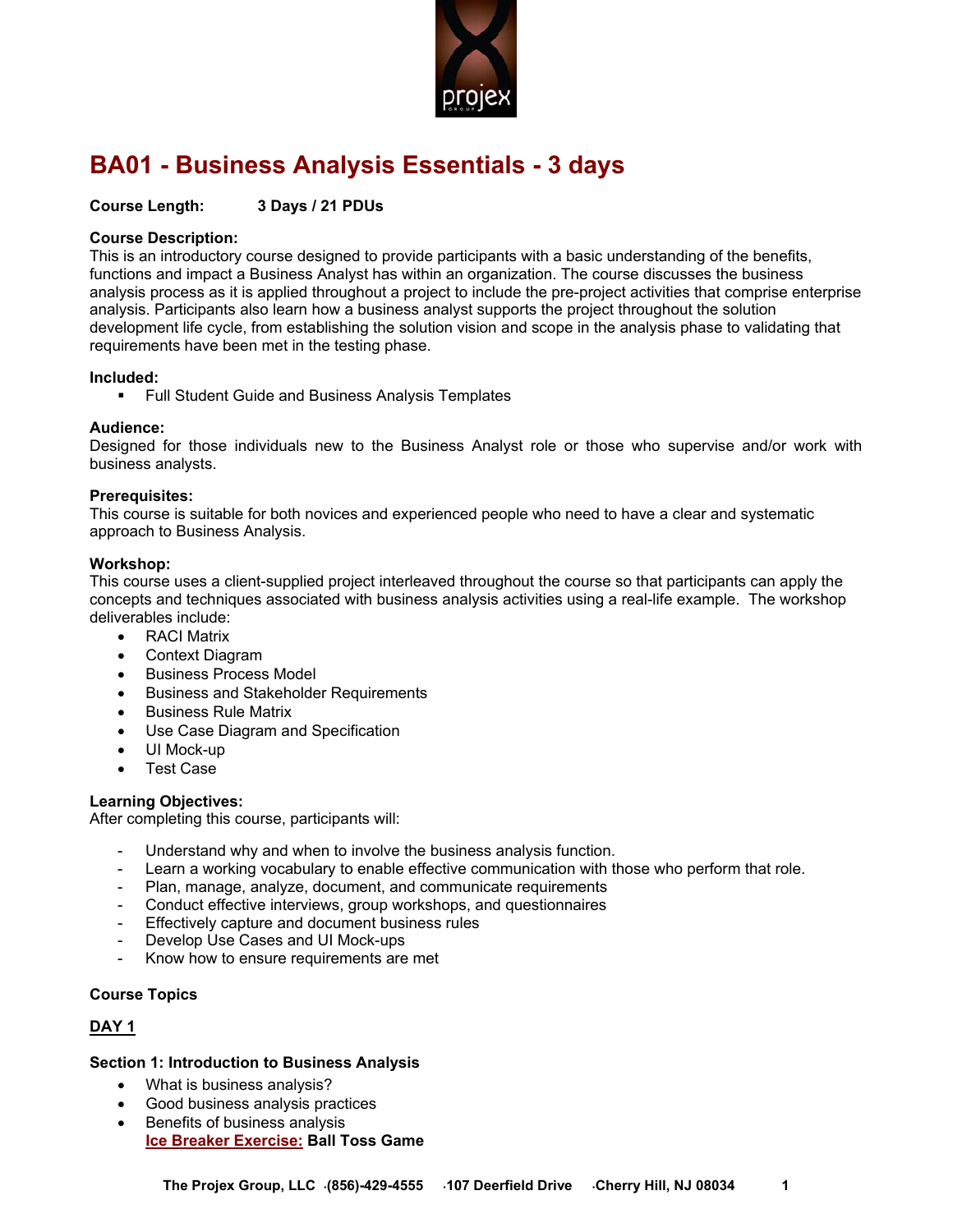# BA01 - Business Analysis Essentials - 3 days

**Course Length:** **3 Days / 21 PDUs**

**Course Description:**
This is an introductory course designed to provide participants with a basic understanding of the benefits, functions and impact a Business Analyst has within an organization. The course discusses the business analysis process as it is applied throughout a project to include the pre-project activities that comprise enterprise analysis. Participants also learn how a business analyst supports the project throughout the solution development life cycle, from establishing the solution vision and scope in the analysis phase to validating that requirements have been met in the testing phase.

**Included:**
- Full Student Guide and Business Analysis Templates

**Audience:**
Designed for those individuals new to the Business Analyst role or those who supervise and/or work with business analysts.

**Prerequisites:**
This course is suitable for both novices and experienced people who need to have a clear and systematic approach to Business Analysis.

**Workshop:**
This course uses a client-supplied project interleaved throughout the course so that participants can apply the concepts and techniques associated with business analysis activities using a real-life example. The workshop deliverables include:
- RACI Matrix
- Context Diagram
- Business Process Model
- Business and Stakeholder Requirements
- Business Rule Matrix
- Use Case Diagram and Specification
- UI Mock-up
- Test Case

**Learning Objectives:**
After completing this course, participants will:

- Understand why and when to involve the business analysis function.
- Learn a working vocabulary to enable effective communication with those who perform that role.
- Plan, manage, analyze, document, and communicate requirements
- Conduct effective interviews, group workshops, and questionnaires
- Effectively capture and document business rules
- Develop Use Cases and UI Mock-ups
- Know how to ensure requirements are met

**Course Topics**

**DAY 1**

**Section 1: Introduction to Business Analysis**
- What is business analysis?
- Good business analysis practices
- Benefits of business analysis
  **Ice Breaker Exercise:** **Ball Toss Game**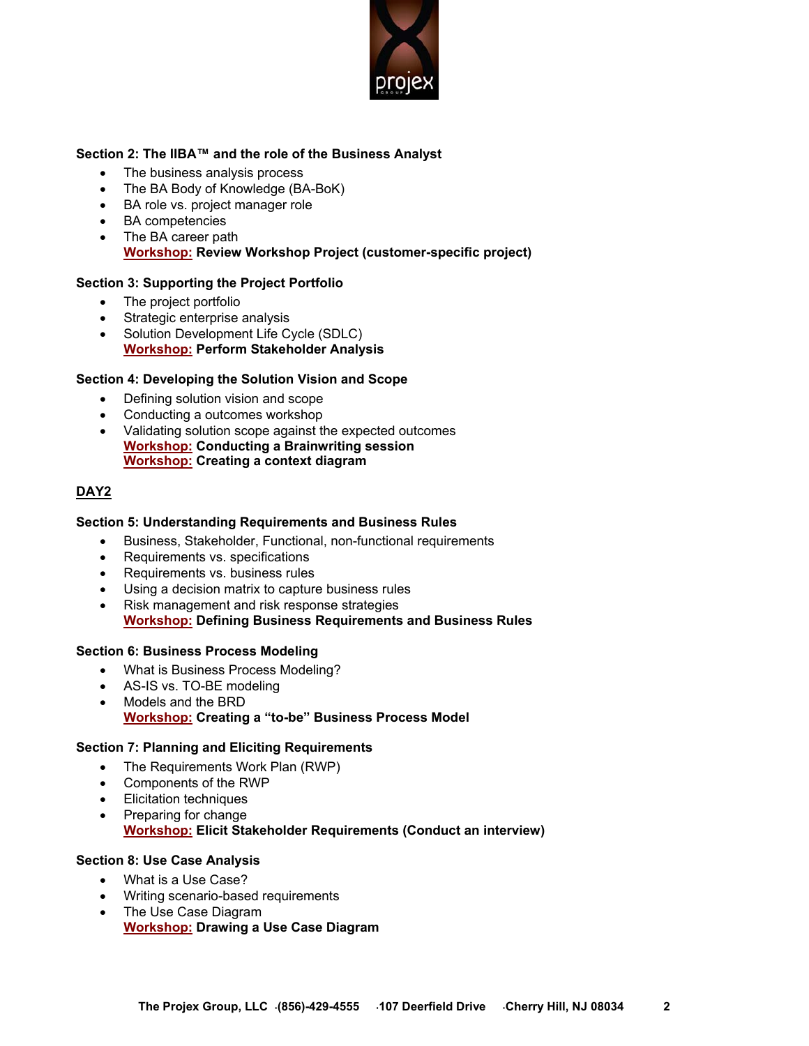**Section 2: The IIBA™ and the role of the Business Analyst**

- The business analysis process
- The BA Body of Knowledge (BA-BoK)
- BA role vs. project manager role
- BA competencies
- The BA career path

  **Workshop: Review Workshop Project (customer-specific project)**

**Section 3: Supporting the Project Portfolio**

- The project portfolio
- Strategic enterprise analysis
- Solution Development Life Cycle (SDLC)

  **Workshop: Perform Stakeholder Analysis**

**Section 4: Developing the Solution Vision and Scope**

- Defining solution vision and scope
- Conducting a outcomes workshop
- Validating solution scope against the expected outcomes

  **Workshop: Conducting a Brainwriting session**
  **Workshop: Creating a context diagram**

**DAY2**

**Section 5: Understanding Requirements and Business Rules**

- Business, Stakeholder, Functional, non-functional requirements
- Requirements vs. specifications
- Requirements vs. business rules
- Using a decision matrix to capture business rules
- Risk management and risk response strategies

  **Workshop: Defining Business Requirements and Business Rules**

**Section 6: Business Process Modeling**

- What is Business Process Modeling?
- AS-IS vs. TO-BE modeling
- Models and the BRD

  **Workshop: Creating a "to-be" Business Process Model**

**Section 7: Planning and Eliciting Requirements**

- The Requirements Work Plan (RWP)
- Components of the RWP
- Elicitation techniques
- Preparing for change

  **Workshop: Elicit Stakeholder Requirements (Conduct an interview)**

**Section 8: Use Case Analysis**

- What is a Use Case?
- Writing scenario-based requirements
- The Use Case Diagram

  **Workshop: Drawing a Use Case Diagram**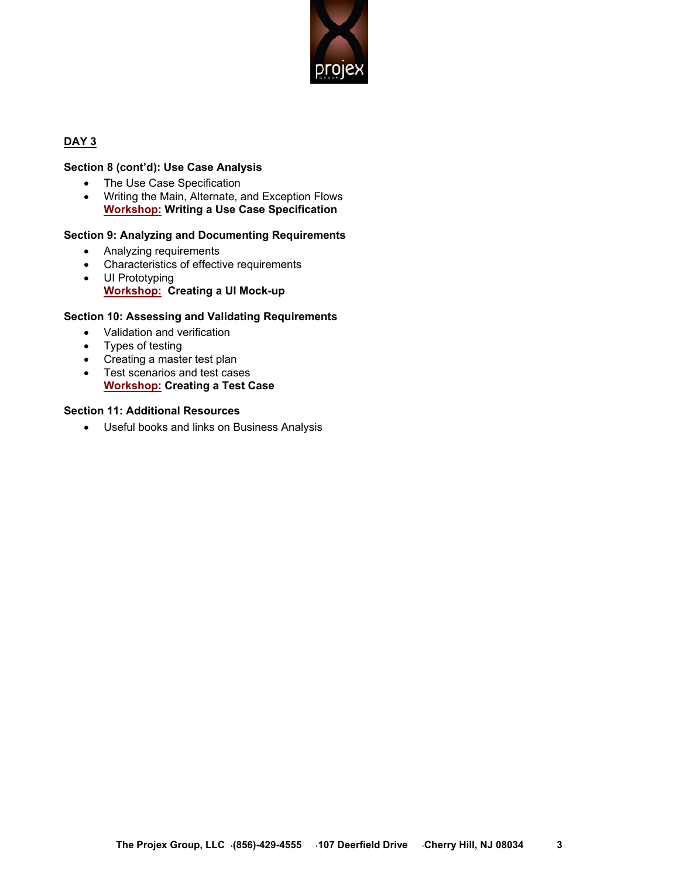**DAY 3**

**Section 8 (cont'd): Use Case Analysis**

- The Use Case Specification
- Writing the Main, Alternate, and Exception Flows
  **Workshop: Writing a Use Case Specification**

**Section 9: Analyzing and Documenting Requirements**

- Analyzing requirements
- Characteristics of effective requirements
- UI Prototyping
  **Workshop: Creating a UI Mock-up**

**Section 10: Assessing and Validating Requirements**

- Validation and verification
- Types of testing
- Creating a master test plan
- Test scenarios and test cases
  **Workshop: Creating a Test Case**

**Section 11: Additional Resources**

- Useful books and links on Business Analysis